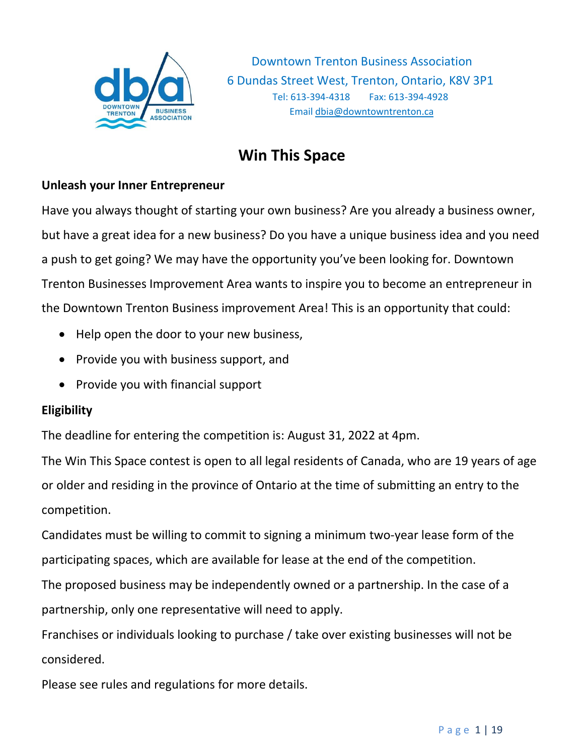Downtown Trenton Business Association
6 Dundas Street West, Trenton, Ontario, K8V 3P1
Tel: 613-394-4318 Fax: 613-394-4928
Email dbia@downtowntrenton.ca

# Win This Space

**Unleash your Inner Entrepreneur**

Have you always thought of starting your own business? Are you already a business owner, but have a great idea for a new business? Do you have a unique business idea and you need a push to get going? We may have the opportunity you've been looking for. Downtown Trenton Businesses Improvement Area wants to inspire you to become an entrepreneur in the Downtown Trenton Business improvement Area! This is an opportunity that could:

- Help open the door to your new business,
- Provide you with business support, and
- Provide you with financial support

**Eligibility**

The deadline for entering the competition is: August 31, 2022 at 4pm.

The Win This Space contest is open to all legal residents of Canada, who are 19 years of age or older and residing in the province of Ontario at the time of submitting an entry to the competition.

Candidates must be willing to commit to signing a minimum two-year lease form of the participating spaces, which are available for lease at the end of the competition.

The proposed business may be independently owned or a partnership. In the case of a partnership, only one representative will need to apply.

Franchises or individuals looking to purchase / take over existing businesses will not be considered.

Please see rules and regulations for more details.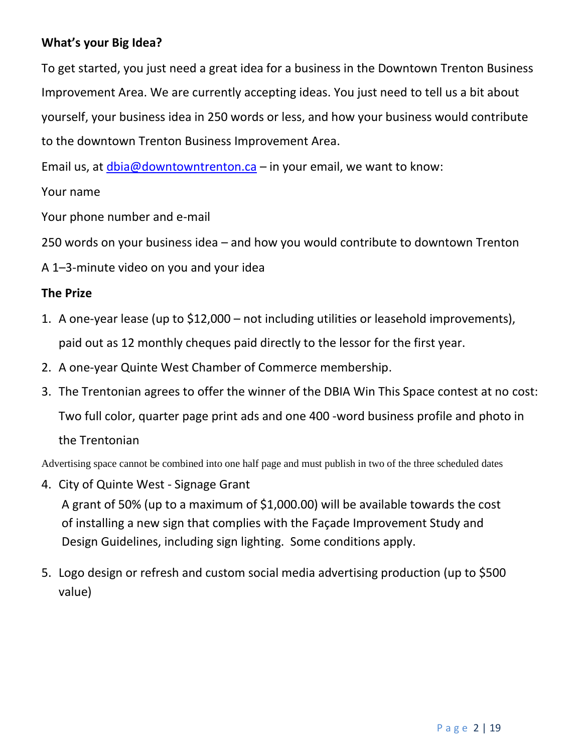**What's your Big Idea?**

To get started, you just need a great idea for a business in the Downtown Trenton Business Improvement Area. We are currently accepting ideas. You just need to tell us a bit about yourself, your business idea in 250 words or less, and how your business would contribute to the downtown Trenton Business Improvement Area.

Email us, at dbia@downtowntrenton.ca – in your email, we want to know:

Your name

Your phone number and e-mail

250 words on your business idea – and how you would contribute to downtown Trenton

A 1–3-minute video on you and your idea

**The Prize**

1. A one-year lease (up to $12,000 – not including utilities or leasehold improvements), paid out as 12 monthly cheques paid directly to the lessor for the first year.
2. A one-year Quinte West Chamber of Commerce membership.
3. The Trentonian agrees to offer the winner of the DBIA Win This Space contest at no cost: Two full color, quarter page print ads and one 400 -word business profile and photo in the Trentonian

Advertising space cannot be combined into one half page and must publish in two of the three scheduled dates

4. City of Quinte West - Signage Grant
   A grant of 50% (up to a maximum of $1,000.00) will be available towards the cost of installing a new sign that complies with the Façade Improvement Study and Design Guidelines, including sign lighting. Some conditions apply.
5. Logo design or refresh and custom social media advertising production (up to $500 value)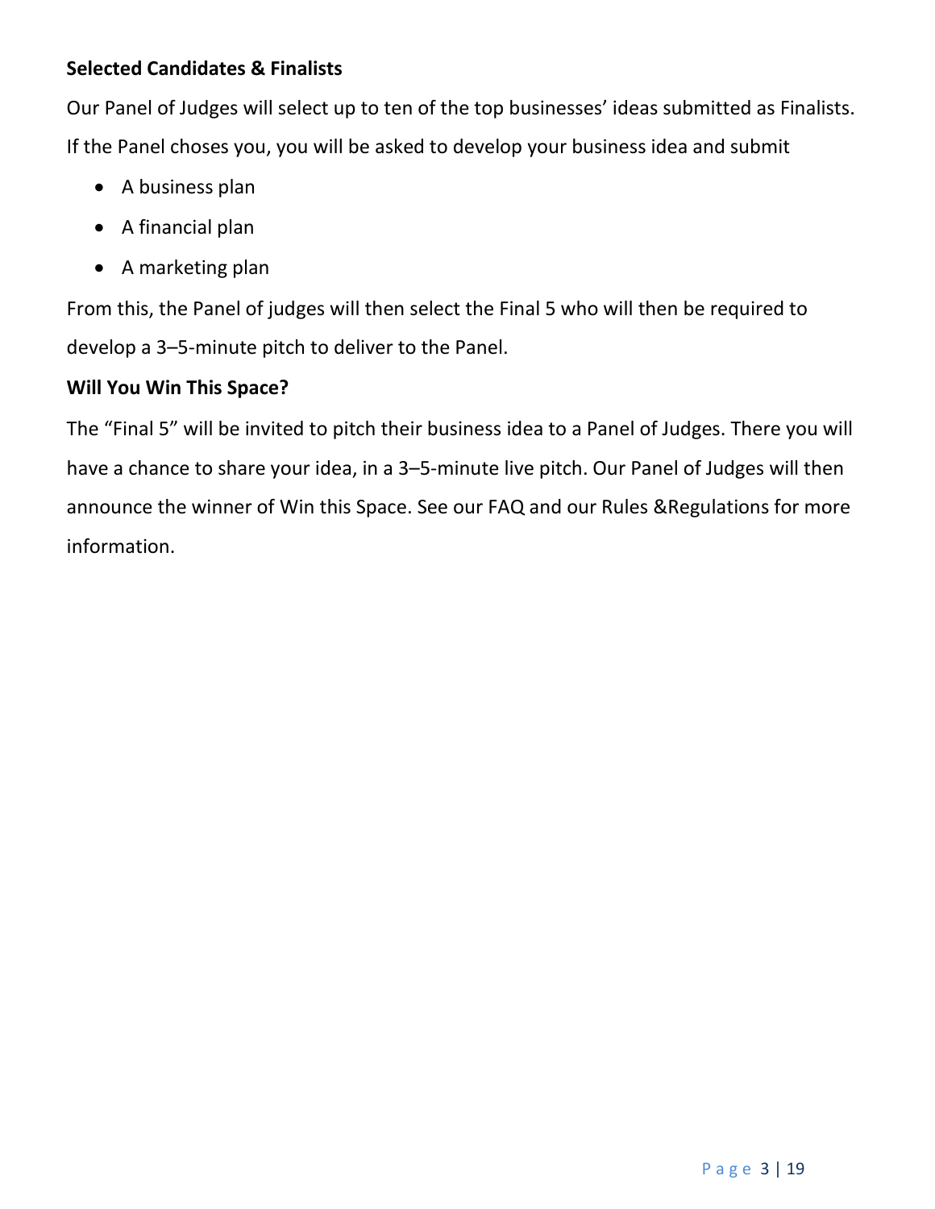**Selected Candidates & Finalists**

Our Panel of Judges will select up to ten of the top businesses' ideas submitted as Finalists. If the Panel choses you, you will be asked to develop your business idea and submit

- A business plan
- A financial plan
- A marketing plan

From this, the Panel of judges will then select the Final 5 who will then be required to develop a 3–5-minute pitch to deliver to the Panel.

**Will You Win This Space?**

The "Final 5" will be invited to pitch their business idea to a Panel of Judges. There you will have a chance to share your idea, in a 3–5-minute live pitch. Our Panel of Judges will then announce the winner of Win this Space. See our FAQ and our Rules &Regulations for more information.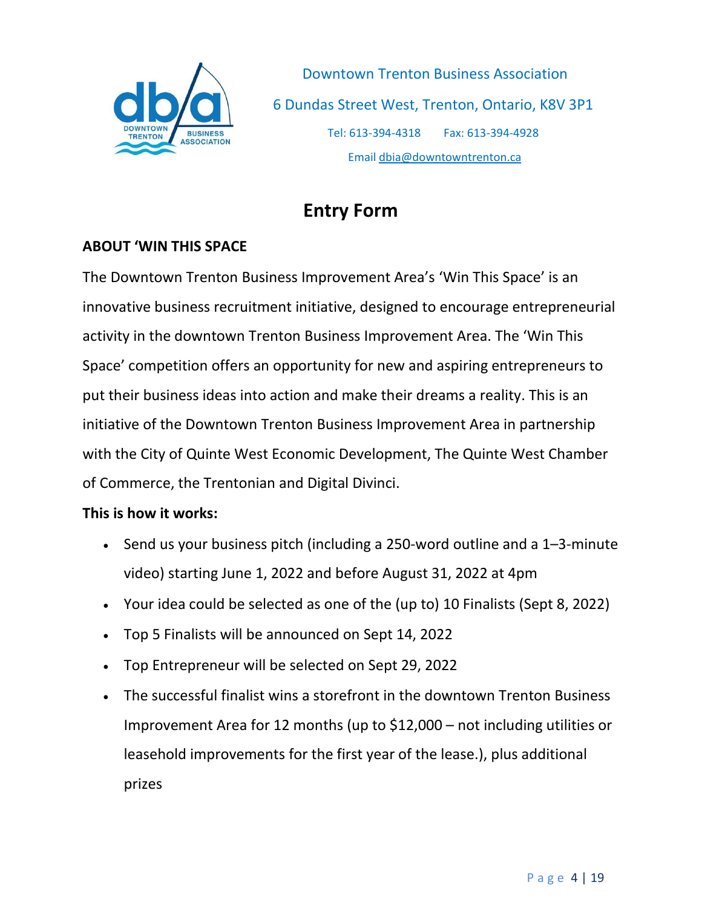Downtown Trenton Business Association

6 Dundas Street West, Trenton, Ontario, K8V 3P1

Tel: 613-394-4318 Fax: 613-394-4928

Email dbia@downtowntrenton.ca

# Entry Form

**ABOUT 'WIN THIS SPACE**

The Downtown Trenton Business Improvement Area's 'Win This Space' is an innovative business recruitment initiative, designed to encourage entrepreneurial activity in the downtown Trenton Business Improvement Area. The 'Win This Space' competition offers an opportunity for new and aspiring entrepreneurs to put their business ideas into action and make their dreams a reality. This is an initiative of the Downtown Trenton Business Improvement Area in partnership with the City of Quinte West Economic Development, The Quinte West Chamber of Commerce, the Trentonian and Digital Divinci.

**This is how it works:**

- Send us your business pitch (including a 250-word outline and a 1–3-minute video) starting June 1, 2022 and before August 31, 2022 at 4pm
- Your idea could be selected as one of the (up to) 10 Finalists (Sept 8, 2022)
- Top 5 Finalists will be announced on Sept 14, 2022
- Top Entrepreneur will be selected on Sept 29, 2022
- The successful finalist wins a storefront in the downtown Trenton Business Improvement Area for 12 months (up to $12,000 – not including utilities or leasehold improvements for the first year of the lease.), plus additional prizes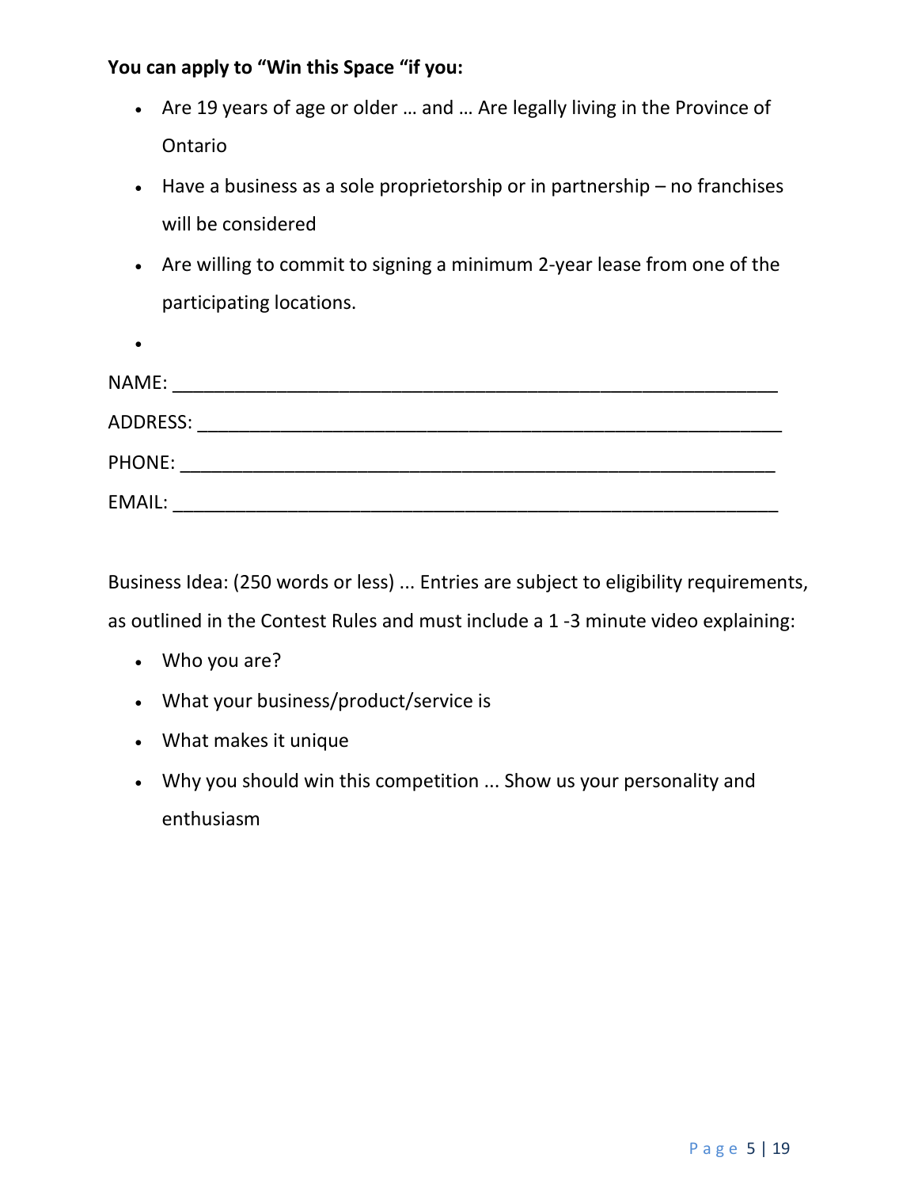**You can apply to "Win this Space "if you:**

- Are 19 years of age or older … and … Are legally living in the Province of Ontario
- Have a business as a sole proprietorship or in partnership – no franchises will be considered
- Are willing to commit to signing a minimum 2-year lease from one of the participating locations.
-

NAME: ___________________________________________________________

ADDRESS: ________________________________________________________

PHONE: __________________________________________________________

EMAIL: ___________________________________________________________

Business Idea: (250 words or less) ... Entries are subject to eligibility requirements, as outlined in the Contest Rules and must include a 1 -3 minute video explaining:

- Who you are?
- What your business/product/service is
- What makes it unique
- Why you should win this competition ... Show us your personality and enthusiasm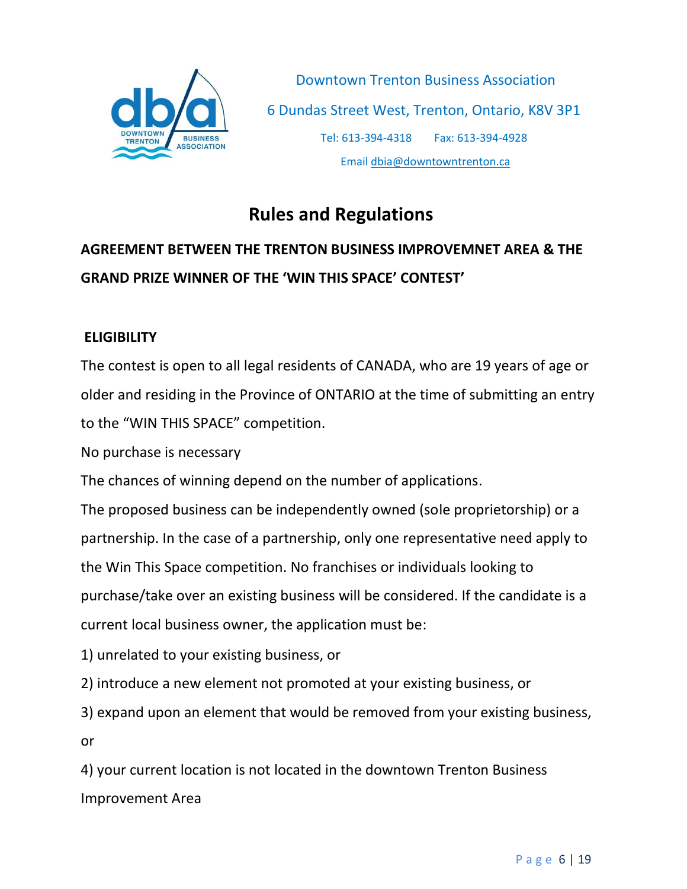Downtown Trenton Business Association

6 Dundas Street West, Trenton, Ontario, K8V 3P1

Tel: 613-394-4318 Fax: 613-394-4928

Email dbia@downtowntrenton.ca

# Rules and Regulations

**AGREEMENT BETWEEN THE TRENTON BUSINESS IMPROVEMNET AREA & THE GRAND PRIZE WINNER OF THE 'WIN THIS SPACE' CONTEST'**

## ELIGIBILITY

The contest is open to all legal residents of CANADA, who are 19 years of age or older and residing in the Province of ONTARIO at the time of submitting an entry to the "WIN THIS SPACE" competition.

No purchase is necessary

The chances of winning depend on the number of applications.

The proposed business can be independently owned (sole proprietorship) or a partnership. In the case of a partnership, only one representative need apply to the Win This Space competition. No franchises or individuals looking to purchase/take over an existing business will be considered. If the candidate is a current local business owner, the application must be:

1) unrelated to your existing business, or

2) introduce a new element not promoted at your existing business, or

3) expand upon an element that would be removed from your existing business, or

4) your current location is not located in the downtown Trenton Business Improvement Area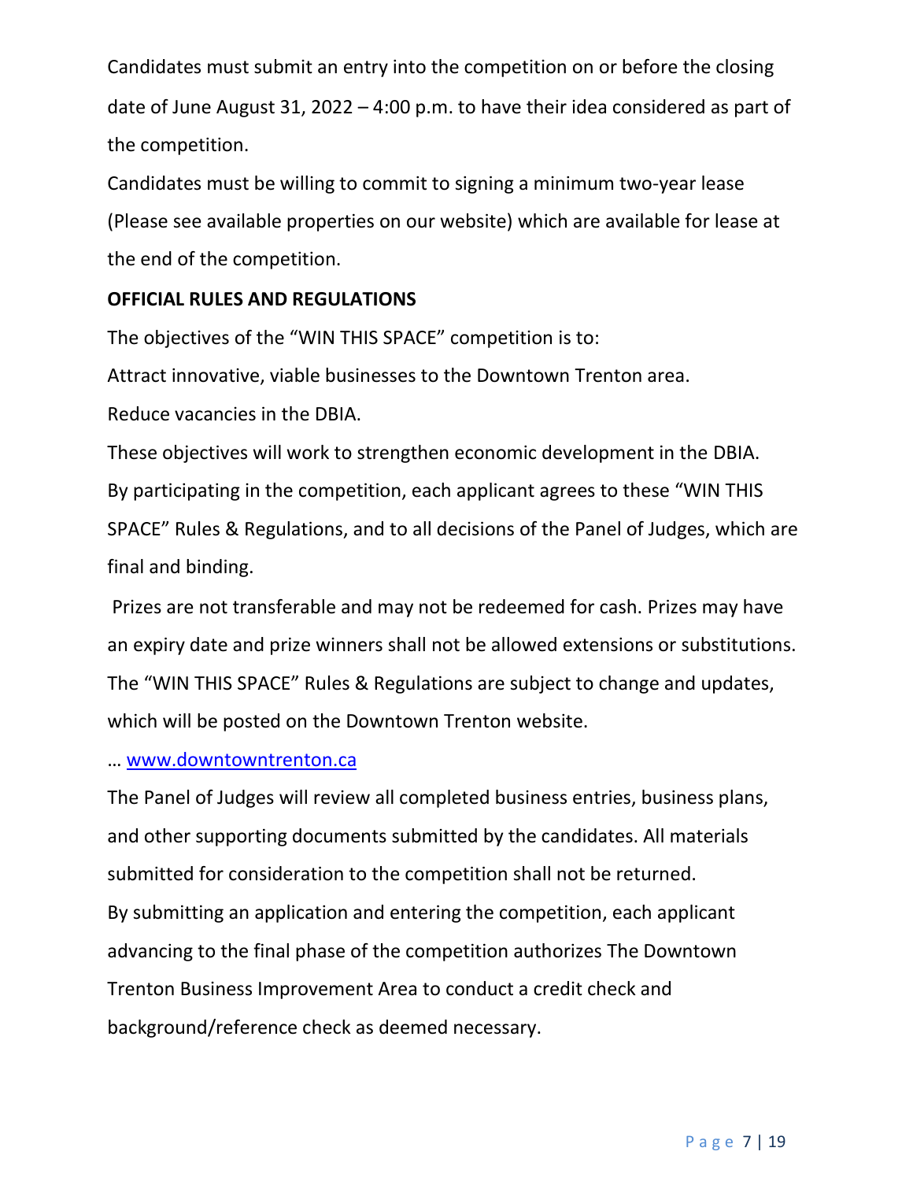Candidates must submit an entry into the competition on or before the closing date of June August 31, 2022 – 4:00 p.m. to have their idea considered as part of the competition.

Candidates must be willing to commit to signing a minimum two-year lease (Please see available properties on our website) which are available for lease at the end of the competition.

**OFFICIAL RULES AND REGULATIONS**

The objectives of the "WIN THIS SPACE" competition is to:

Attract innovative, viable businesses to the Downtown Trenton area.

Reduce vacancies in the DBIA.

These objectives will work to strengthen economic development in the DBIA.

By participating in the competition, each applicant agrees to these "WIN THIS SPACE" Rules & Regulations, and to all decisions of the Panel of Judges, which are final and binding.

Prizes are not transferable and may not be redeemed for cash. Prizes may have an expiry date and prize winners shall not be allowed extensions or substitutions.

The "WIN THIS SPACE" Rules & Regulations are subject to change and updates, which will be posted on the Downtown Trenton website.

… [www.downtowntrenton.ca](http://www.downtowntrenton.ca)

The Panel of Judges will review all completed business entries, business plans, and other supporting documents submitted by the candidates. All materials submitted for consideration to the competition shall not be returned.

By submitting an application and entering the competition, each applicant advancing to the final phase of the competition authorizes The Downtown Trenton Business Improvement Area to conduct a credit check and background/reference check as deemed necessary.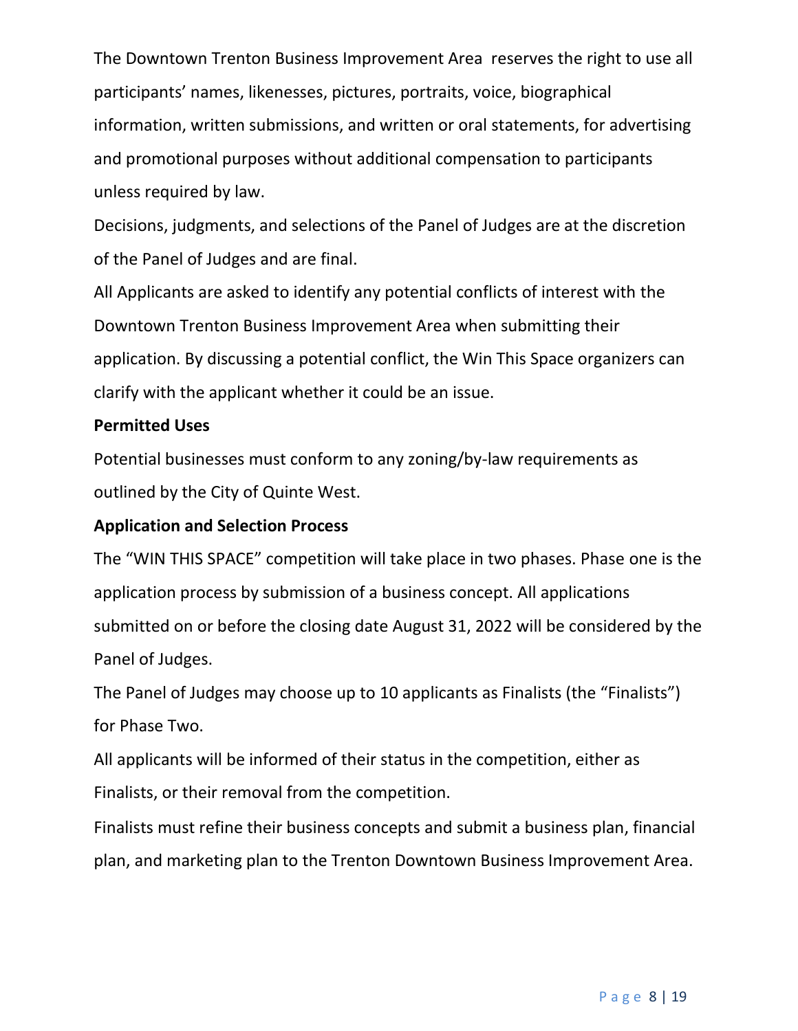The Downtown Trenton Business Improvement Area reserves the right to use all participants' names, likenesses, pictures, portraits, voice, biographical information, written submissions, and written or oral statements, for advertising and promotional purposes without additional compensation to participants unless required by law.

Decisions, judgments, and selections of the Panel of Judges are at the discretion of the Panel of Judges and are final.

All Applicants are asked to identify any potential conflicts of interest with the Downtown Trenton Business Improvement Area when submitting their application. By discussing a potential conflict, the Win This Space organizers can clarify with the applicant whether it could be an issue.

**Permitted Uses**

Potential businesses must conform to any zoning/by-law requirements as outlined by the City of Quinte West.

**Application and Selection Process**

The "WIN THIS SPACE" competition will take place in two phases. Phase one is the application process by submission of a business concept. All applications submitted on or before the closing date August 31, 2022 will be considered by the Panel of Judges.

The Panel of Judges may choose up to 10 applicants as Finalists (the "Finalists") for Phase Two.

All applicants will be informed of their status in the competition, either as Finalists, or their removal from the competition.

Finalists must refine their business concepts and submit a business plan, financial plan, and marketing plan to the Trenton Downtown Business Improvement Area.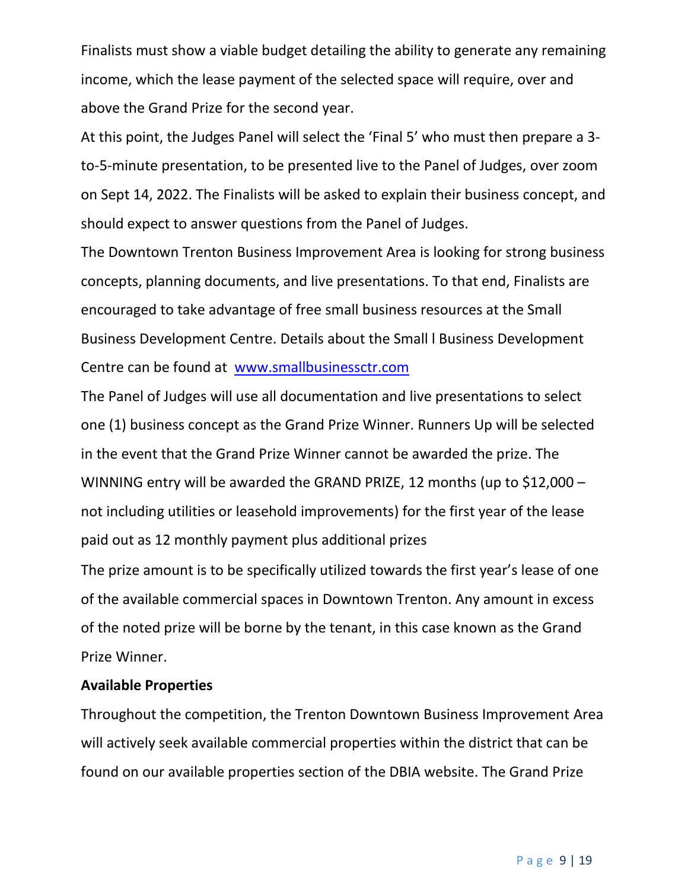Finalists must show a viable budget detailing the ability to generate any remaining income, which the lease payment of the selected space will require, over and above the Grand Prize for the second year.

At this point, the Judges Panel will select the 'Final 5' who must then prepare a 3-to-5-minute presentation, to be presented live to the Panel of Judges, over zoom on Sept 14, 2022. The Finalists will be asked to explain their business concept, and should expect to answer questions from the Panel of Judges.

The Downtown Trenton Business Improvement Area is looking for strong business concepts, planning documents, and live presentations. To that end, Finalists are encouraged to take advantage of free small business resources at the Small Business Development Centre. Details about the Small l Business Development Centre can be found at [www.smallbusinessctr.com](http://www.smallbusinessctr.com)

The Panel of Judges will use all documentation and live presentations to select one (1) business concept as the Grand Prize Winner. Runners Up will be selected in the event that the Grand Prize Winner cannot be awarded the prize. The WINNING entry will be awarded the GRAND PRIZE, 12 months (up to $12,000 – not including utilities or leasehold improvements) for the first year of the lease paid out as 12 monthly payment plus additional prizes

The prize amount is to be specifically utilized towards the first year's lease of one of the available commercial spaces in Downtown Trenton. Any amount in excess of the noted prize will be borne by the tenant, in this case known as the Grand Prize Winner.

**Available Properties**

Throughout the competition, the Trenton Downtown Business Improvement Area will actively seek available commercial properties within the district that can be found on our available properties section of the DBIA website. The Grand Prize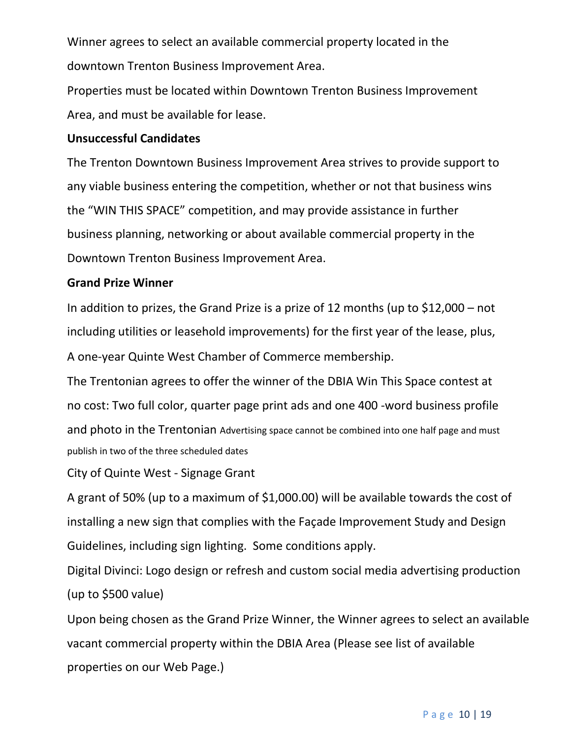Winner agrees to select an available commercial property located in the downtown Trenton Business Improvement Area.

Properties must be located within Downtown Trenton Business Improvement Area, and must be available for lease.

**Unsuccessful Candidates**

The Trenton Downtown Business Improvement Area strives to provide support to any viable business entering the competition, whether or not that business wins the "WIN THIS SPACE" competition, and may provide assistance in further business planning, networking or about available commercial property in the Downtown Trenton Business Improvement Area.

**Grand Prize Winner**

In addition to prizes, the Grand Prize is a prize of 12 months (up to $12,000 – not including utilities or leasehold improvements) for the first year of the lease, plus,

A one-year Quinte West Chamber of Commerce membership.

The Trentonian agrees to offer the winner of the DBIA Win This Space contest at no cost: Two full color, quarter page print ads and one 400 -word business profile and photo in the Trentonian Advertising space cannot be combined into one half page and must publish in two of the three scheduled dates

City of Quinte West - Signage Grant

A grant of 50% (up to a maximum of $1,000.00) will be available towards the cost of installing a new sign that complies with the Façade Improvement Study and Design Guidelines, including sign lighting. Some conditions apply.

Digital Divinci: Logo design or refresh and custom social media advertising production (up to $500 value)

Upon being chosen as the Grand Prize Winner, the Winner agrees to select an available vacant commercial property within the DBIA Area (Please see list of available properties on our Web Page.)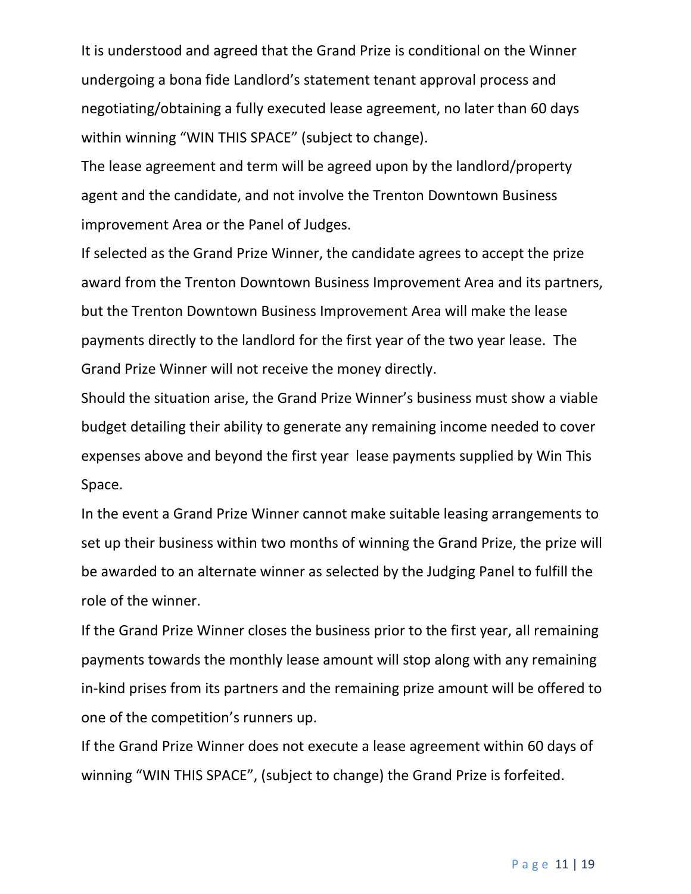It is understood and agreed that the Grand Prize is conditional on the Winner undergoing a bona fide Landlord's statement tenant approval process and negotiating/obtaining a fully executed lease agreement, no later than 60 days within winning "WIN THIS SPACE" (subject to change).

The lease agreement and term will be agreed upon by the landlord/property agent and the candidate, and not involve the Trenton Downtown Business improvement Area or the Panel of Judges.

If selected as the Grand Prize Winner, the candidate agrees to accept the prize award from the Trenton Downtown Business Improvement Area and its partners, but the Trenton Downtown Business Improvement Area will make the lease payments directly to the landlord for the first year of the two year lease. The Grand Prize Winner will not receive the money directly.

Should the situation arise, the Grand Prize Winner's business must show a viable budget detailing their ability to generate any remaining income needed to cover expenses above and beyond the first year lease payments supplied by Win This Space.

In the event a Grand Prize Winner cannot make suitable leasing arrangements to set up their business within two months of winning the Grand Prize, the prize will be awarded to an alternate winner as selected by the Judging Panel to fulfill the role of the winner.

If the Grand Prize Winner closes the business prior to the first year, all remaining payments towards the monthly lease amount will stop along with any remaining in-kind prises from its partners and the remaining prize amount will be offered to one of the competition's runners up.

If the Grand Prize Winner does not execute a lease agreement within 60 days of winning "WIN THIS SPACE", (subject to change) the Grand Prize is forfeited.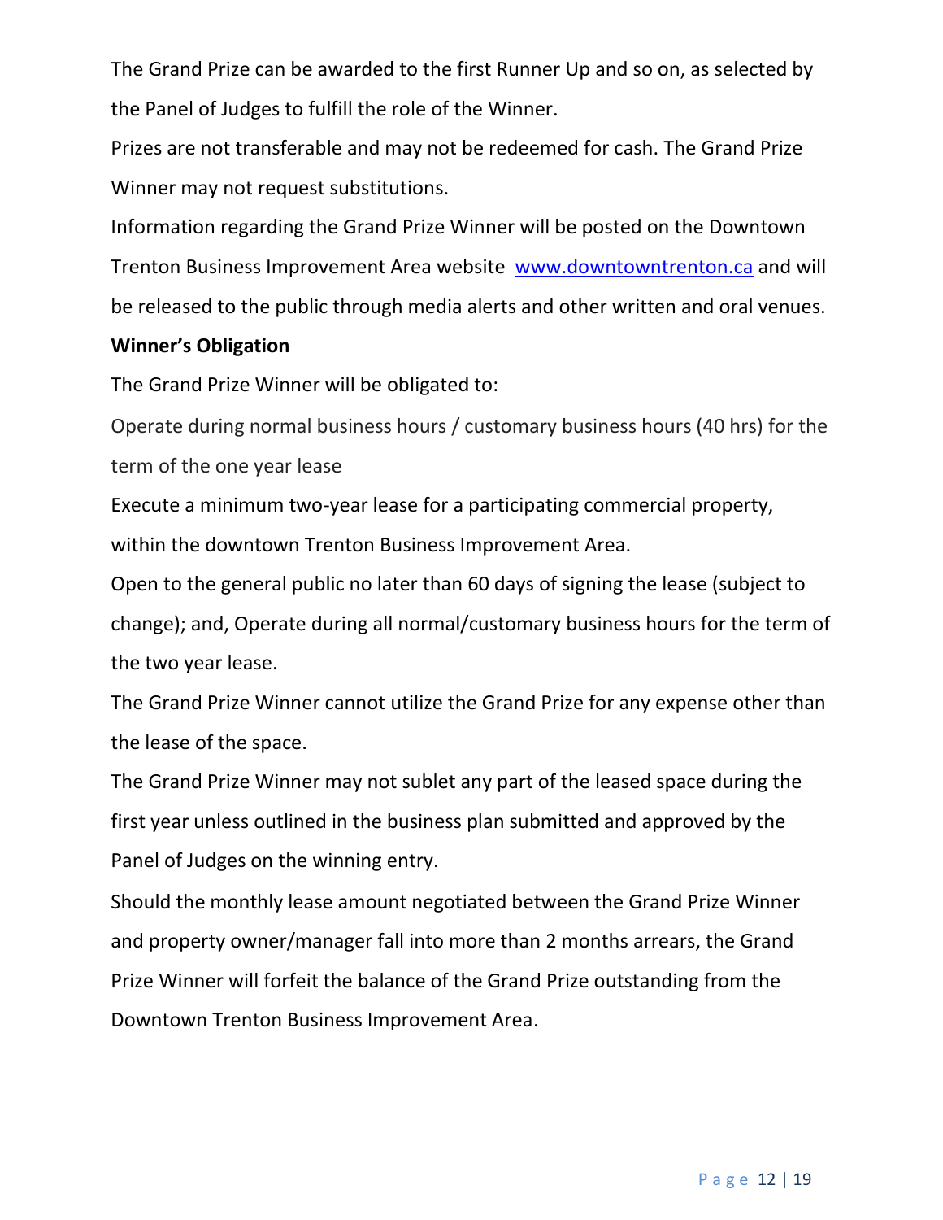The Grand Prize can be awarded to the first Runner Up and so on, as selected by the Panel of Judges to fulfill the role of the Winner.

Prizes are not transferable and may not be redeemed for cash. The Grand Prize Winner may not request substitutions.

Information regarding the Grand Prize Winner will be posted on the Downtown Trenton Business Improvement Area website [www.downtowntrenton.ca](http://www.downtowntrenton.ca) and will be released to the public through media alerts and other written and oral venues.

**Winner's Obligation**

The Grand Prize Winner will be obligated to:

Operate during normal business hours / customary business hours (40 hrs) for the term of the one year lease

Execute a minimum two-year lease for a participating commercial property, within the downtown Trenton Business Improvement Area.

Open to the general public no later than 60 days of signing the lease (subject to change); and, Operate during all normal/customary business hours for the term of the two year lease.

The Grand Prize Winner cannot utilize the Grand Prize for any expense other than the lease of the space.

The Grand Prize Winner may not sublet any part of the leased space during the first year unless outlined in the business plan submitted and approved by the Panel of Judges on the winning entry.

Should the monthly lease amount negotiated between the Grand Prize Winner and property owner/manager fall into more than 2 months arrears, the Grand Prize Winner will forfeit the balance of the Grand Prize outstanding from the Downtown Trenton Business Improvement Area.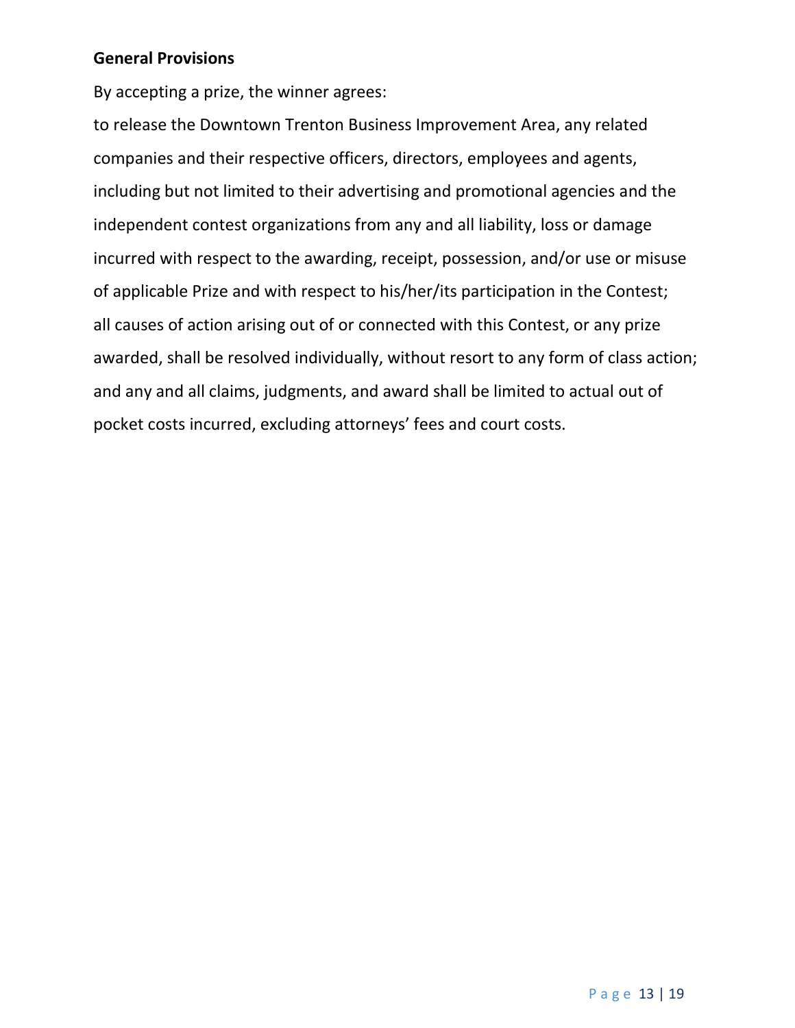**General Provisions**

By accepting a prize, the winner agrees:

to release the Downtown Trenton Business Improvement Area, any related companies and their respective officers, directors, employees and agents, including but not limited to their advertising and promotional agencies and the independent contest organizations from any and all liability, loss or damage incurred with respect to the awarding, receipt, possession, and/or use or misuse of applicable Prize and with respect to his/her/its participation in the Contest; all causes of action arising out of or connected with this Contest, or any prize awarded, shall be resolved individually, without resort to any form of class action; and any and all claims, judgments, and award shall be limited to actual out of pocket costs incurred, excluding attorneys' fees and court costs.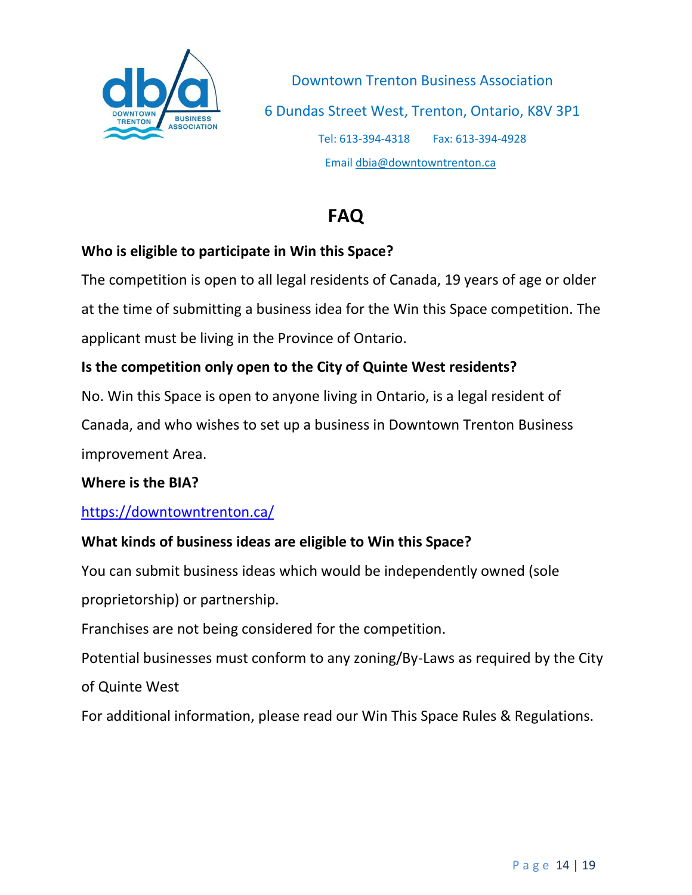Downtown Trenton Business Association

6 Dundas Street West, Trenton, Ontario, K8V 3P1

Tel: 613-394-4318 Fax: 613-394-4928

Email dbia@downtowntrenton.ca

# FAQ

**Who is eligible to participate in Win this Space?**

The competition is open to all legal residents of Canada, 19 years of age or older at the time of submitting a business idea for the Win this Space competition. The applicant must be living in the Province of Ontario.

**Is the competition only open to the City of Quinte West residents?**

No. Win this Space is open to anyone living in Ontario, is a legal resident of Canada, and who wishes to set up a business in Downtown Trenton Business improvement Area.

**Where is the BIA?**

https://downtowntrenton.ca/

**What kinds of business ideas are eligible to Win this Space?**

You can submit business ideas which would be independently owned (sole proprietorship) or partnership.

Franchises are not being considered for the competition.

Potential businesses must conform to any zoning/By-Laws as required by the City of Quinte West

For additional information, please read our Win This Space Rules & Regulations.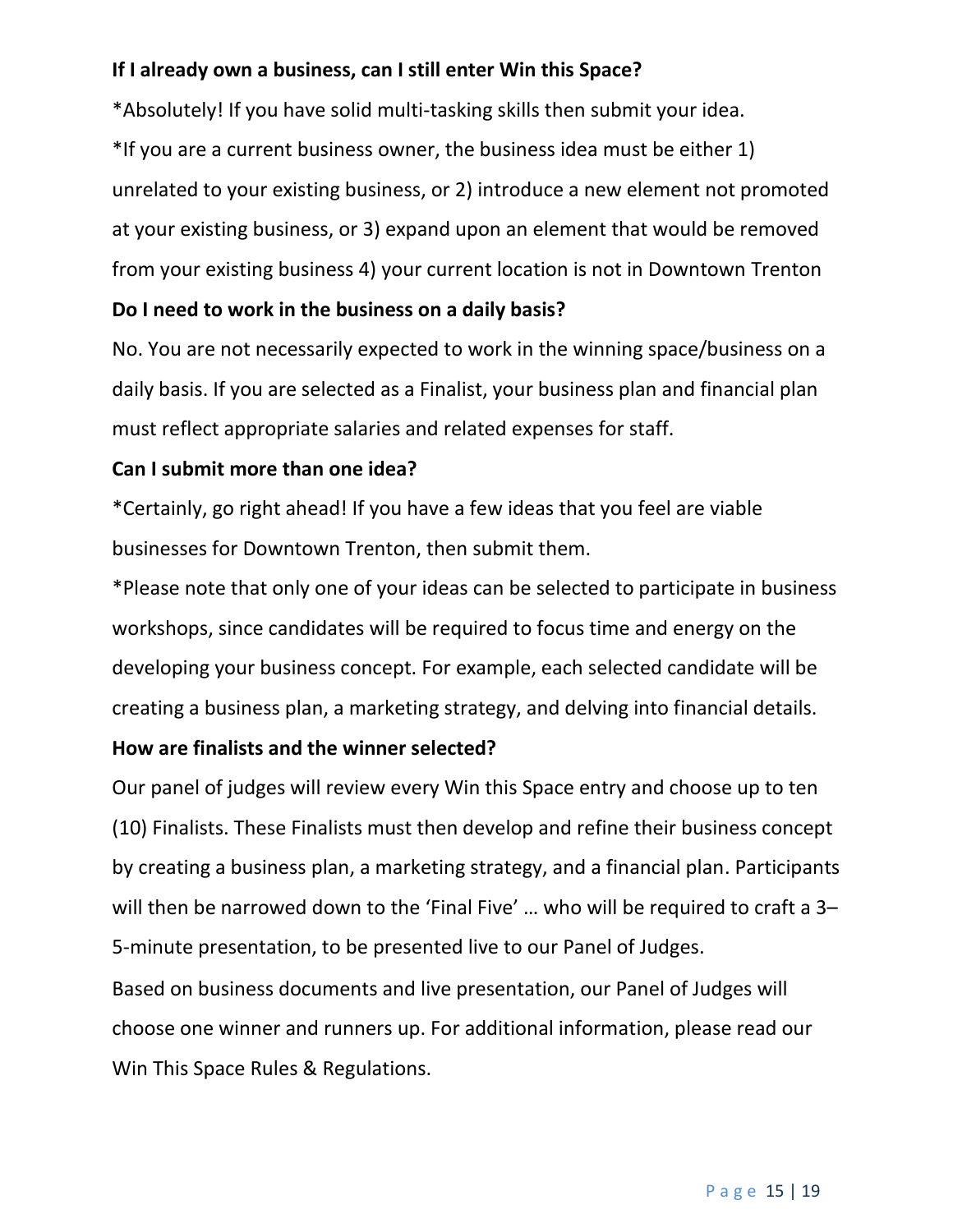**If I already own a business, can I still enter Win this Space?**

*Absolutely! If you have solid multi-tasking skills then submit your idea.

*If you are a current business owner, the business idea must be either 1) unrelated to your existing business, or 2) introduce a new element not promoted at your existing business, or 3) expand upon an element that would be removed from your existing business 4) your current location is not in Downtown Trenton

**Do I need to work in the business on a daily basis?**

No. You are not necessarily expected to work in the winning space/business on a daily basis. If you are selected as a Finalist, your business plan and financial plan must reflect appropriate salaries and related expenses for staff.

**Can I submit more than one idea?**

*Certainly, go right ahead! If you have a few ideas that you feel are viable businesses for Downtown Trenton, then submit them.

*Please note that only one of your ideas can be selected to participate in business workshops, since candidates will be required to focus time and energy on the developing your business concept. For example, each selected candidate will be creating a business plan, a marketing strategy, and delving into financial details.

**How are finalists and the winner selected?**

Our panel of judges will review every Win this Space entry and choose up to ten (10) Finalists. These Finalists must then develop and refine their business concept by creating a business plan, a marketing strategy, and a financial plan. Participants will then be narrowed down to the 'Final Five' … who will be required to craft a 3–5-minute presentation, to be presented live to our Panel of Judges.

Based on business documents and live presentation, our Panel of Judges will choose one winner and runners up. For additional information, please read our Win This Space Rules & Regulations.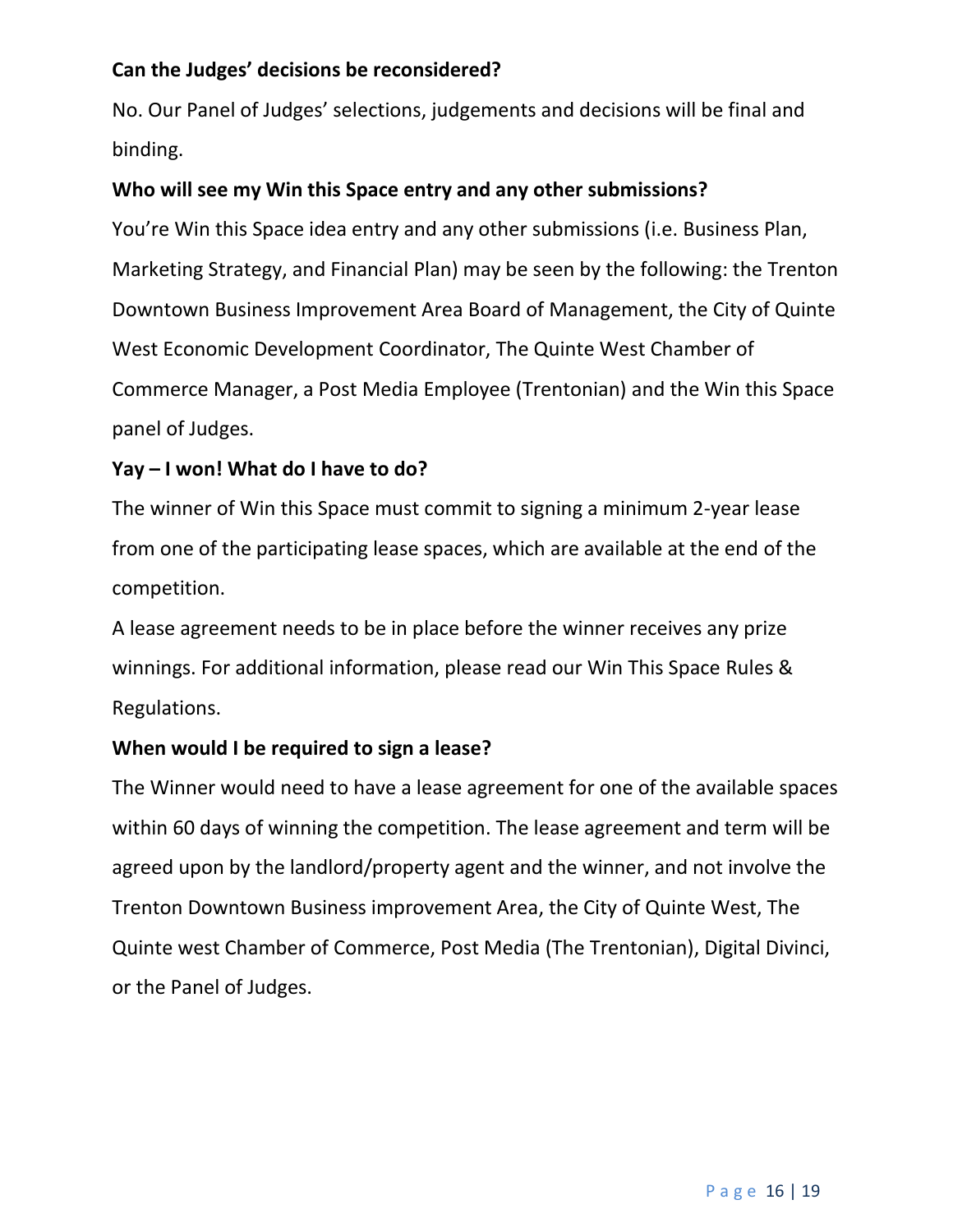**Can the Judges' decisions be reconsidered?**

No. Our Panel of Judges' selections, judgements and decisions will be final and binding.

**Who will see my Win this Space entry and any other submissions?**

You're Win this Space idea entry and any other submissions (i.e. Business Plan, Marketing Strategy, and Financial Plan) may be seen by the following: the Trenton Downtown Business Improvement Area Board of Management, the City of Quinte West Economic Development Coordinator, The Quinte West Chamber of Commerce Manager, a Post Media Employee (Trentonian) and the Win this Space panel of Judges.

**Yay – I won! What do I have to do?**

The winner of Win this Space must commit to signing a minimum 2-year lease from one of the participating lease spaces, which are available at the end of the competition.

A lease agreement needs to be in place before the winner receives any prize winnings. For additional information, please read our Win This Space Rules & Regulations.

**When would I be required to sign a lease?**

The Winner would need to have a lease agreement for one of the available spaces within 60 days of winning the competition. The lease agreement and term will be agreed upon by the landlord/property agent and the winner, and not involve the Trenton Downtown Business improvement Area, the City of Quinte West, The Quinte west Chamber of Commerce, Post Media (The Trentonian), Digital Divinci, or the Panel of Judges.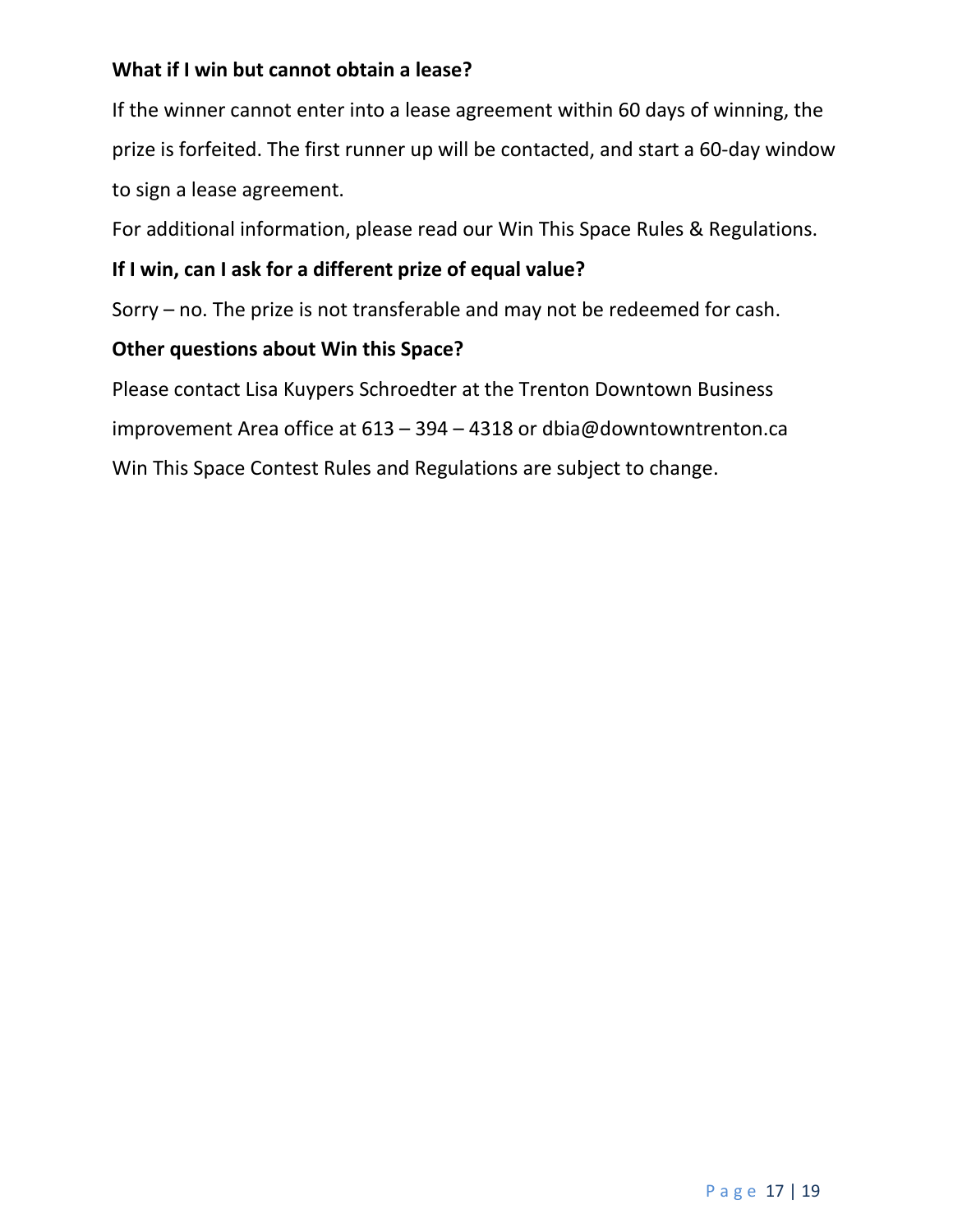**What if I win but cannot obtain a lease?**

If the winner cannot enter into a lease agreement within 60 days of winning, the prize is forfeited. The first runner up will be contacted, and start a 60-day window to sign a lease agreement.

For additional information, please read our Win This Space Rules & Regulations.

**If I win, can I ask for a different prize of equal value?**

Sorry – no. The prize is not transferable and may not be redeemed for cash.

**Other questions about Win this Space?**

Please contact Lisa Kuypers Schroedter at the Trenton Downtown Business improvement Area office at 613 – 394 – 4318 or dbia@downtowntrenton.ca

Win This Space Contest Rules and Regulations are subject to change.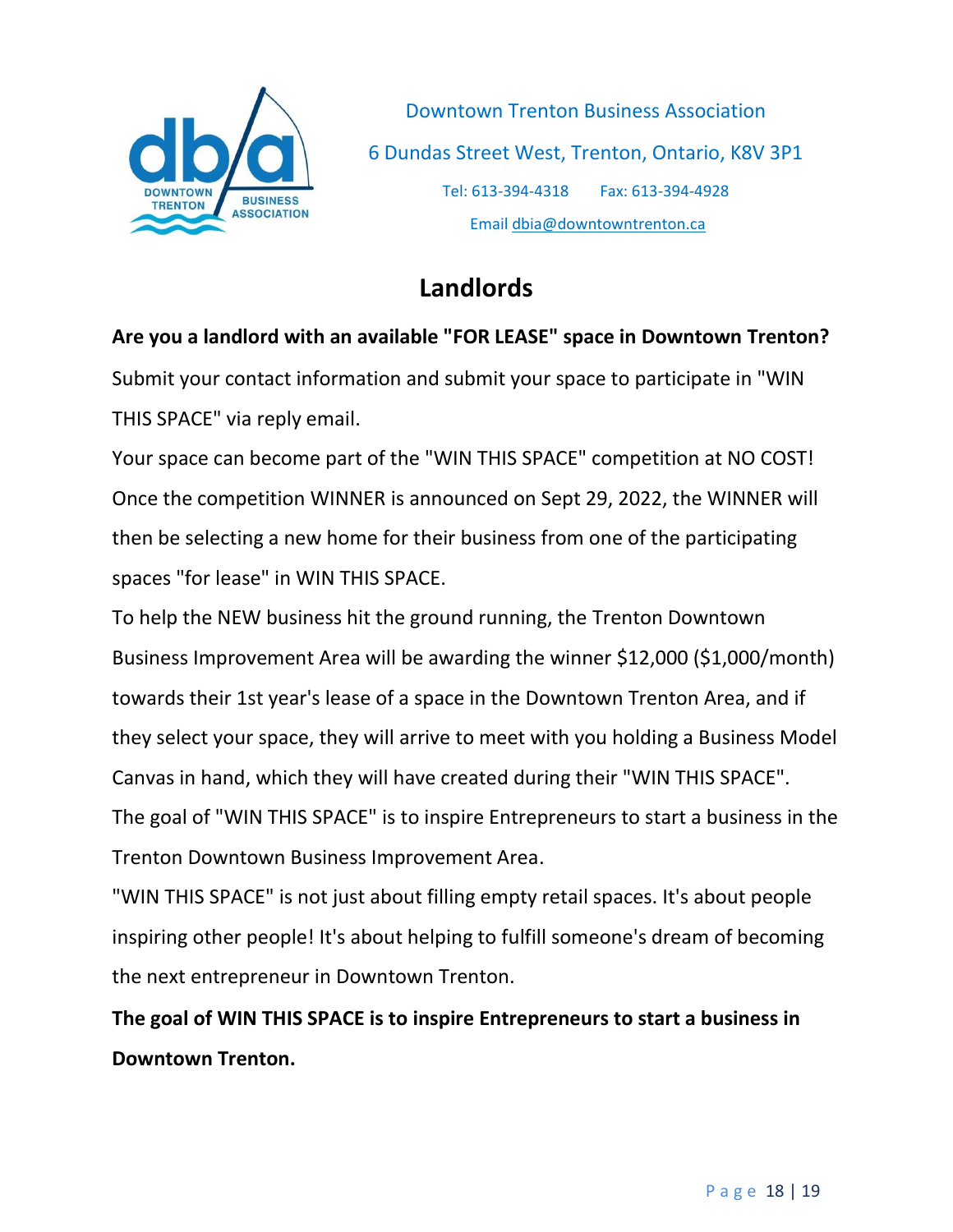Downtown Trenton Business Association

6 Dundas Street West, Trenton, Ontario, K8V 3P1

Tel: 613-394-4318 Fax: 613-394-4928

Email dbia@downtowntrenton.ca

# Landlords

**Are you a landlord with an available "FOR LEASE" space in Downtown Trenton?**

Submit your contact information and submit your space to participate in "WIN THIS SPACE" via reply email.

Your space can become part of the "WIN THIS SPACE" competition at NO COST!

Once the competition WINNER is announced on Sept 29, 2022, the WINNER will then be selecting a new home for their business from one of the participating spaces "for lease" in WIN THIS SPACE.

To help the NEW business hit the ground running, the Trenton Downtown Business Improvement Area will be awarding the winner $12,000 ($1,000/month) towards their 1st year's lease of a space in the Downtown Trenton Area, and if they select your space, they will arrive to meet with you holding a Business Model Canvas in hand, which they will have created during their "WIN THIS SPACE".

The goal of "WIN THIS SPACE" is to inspire Entrepreneurs to start a business in the Trenton Downtown Business Improvement Area.

"WIN THIS SPACE" is not just about filling empty retail spaces. It's about people inspiring other people! It's about helping to fulfill someone's dream of becoming the next entrepreneur in Downtown Trenton.

**The goal of WIN THIS SPACE is to inspire Entrepreneurs to start a business in Downtown Trenton.**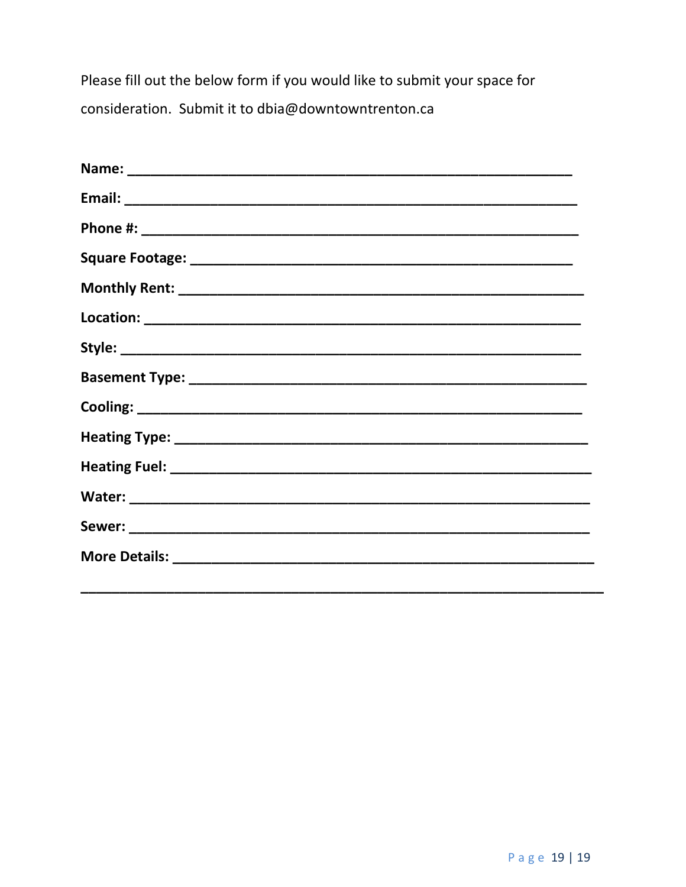Please fill out the below form if you would like to submit your space for consideration. Submit it to dbia@downtowntrenton.ca

**Name:** ___________________________________________________________

**Email:** ___________________________________________________________

**Phone #:** _________________________________________________________

**Square Footage:** ___________________________________________________

**Monthly Rent:** _____________________________________________________

**Location:** _________________________________________________________

**Style:** ____________________________________________________________

**Basement Type:** ____________________________________________________

**Cooling:** __________________________________________________________

**Heating Type:** _____________________________________________________

**Heating Fuel:** ______________________________________________________

**Water:** ___________________________________________________________

**Sewer:** ___________________________________________________________

**More Details:** ______________________________________________________

_____________________________________________________________________